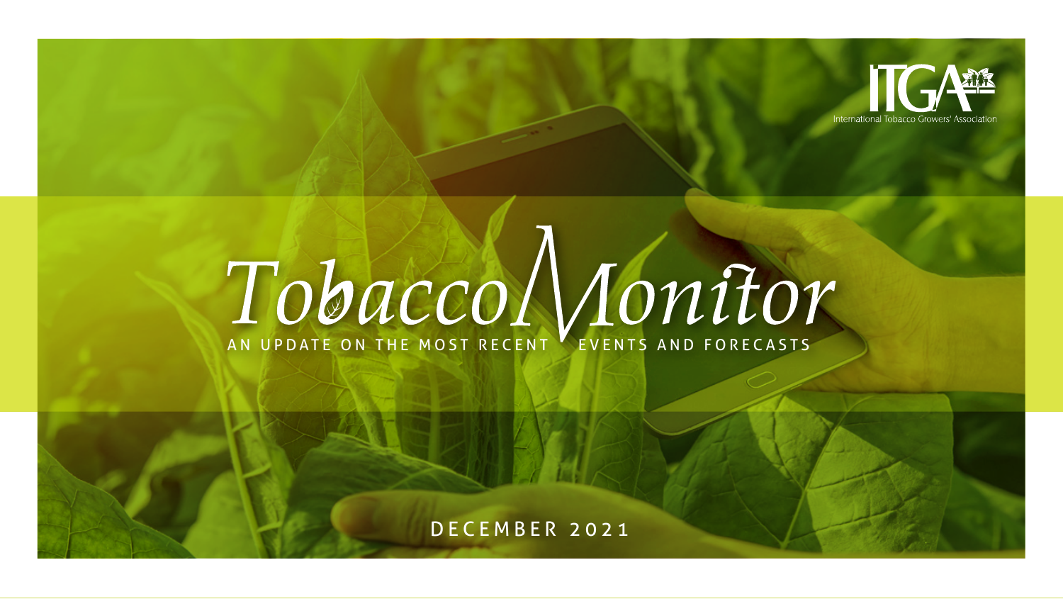ITGA

International Tobacco Growers' Association

# Tobacco Monitor

AN UPDATE ON THE MOST RECENT EVENTS AND FORECASTS

DECEMBER 2021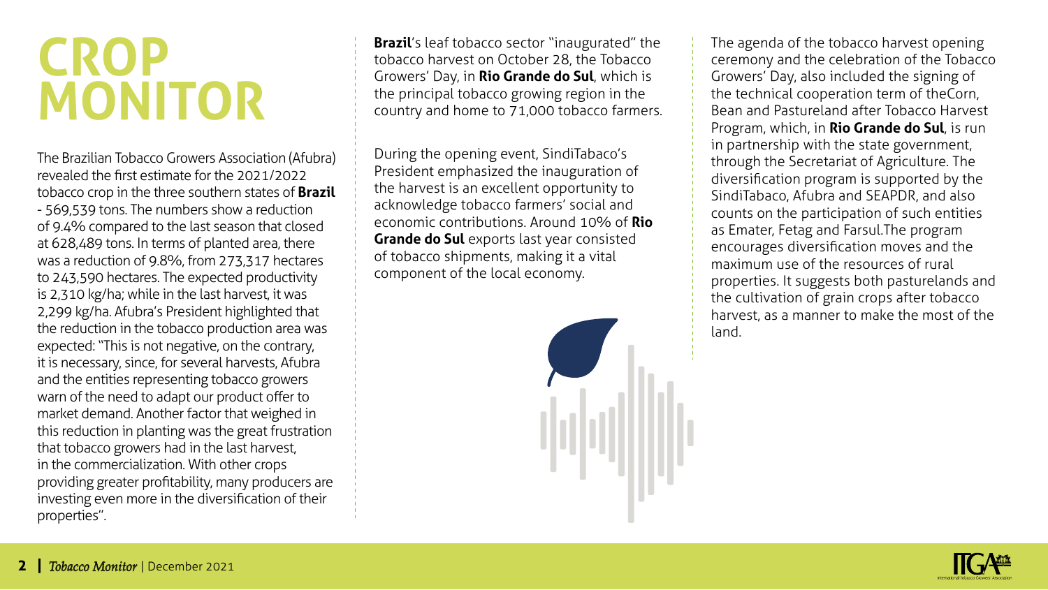# CROP MONITOR

The Brazilian Tobacco Growers Association (Afubra) revealed the first estimate for the 2021/2022 tobacco crop in the three southern states of **Brazil** - 569,539 tons. The numbers show a reduction of 9.4% compared to the last season that closed at 628,489 tons. In terms of planted area, there was a reduction of 9.8%, from 273,317 hectares to 243,590 hectares. The expected productivity is 2,310 kg/ha; while in the last harvest, it was 2,299 kg/ha. Afubra's President highlighted that the reduction in the tobacco production area was expected: "This is not negative, on the contrary, it is necessary, since, for several harvests, Afubra and the entities representing tobacco growers warn of the need to adapt our product offer to market demand. Another factor that weighed in this reduction in planting was the great frustration that tobacco growers had in the last harvest, in the commercialization. With other crops providing greater profitability, many producers are investing even more in the diversification of their properties".

**Brazil**'s leaf tobacco sector "inaugurated" the tobacco harvest on October 28, the Tobacco Growers' Day, in **Rio Grande do Sul**, which is the principal tobacco growing region in the country and home to 71,000 tobacco farmers.

During the opening event, SindiTabaco's President emphasized the inauguration of the harvest is an excellent opportunity to acknowledge tobacco farmers' social and economic contributions. Around 10% of **Rio Grande do Sul** exports last year consisted of tobacco shipments, making it a vital component of the local economy.

The agenda of the tobacco harvest opening ceremony and the celebration of the Tobacco Growers' Day, also included the signing of the technical cooperation term of theCorn, Bean and Pastureland after Tobacco Harvest Program, which, in **Rio Grande do Sul**, is run in partnership with the state government, through the Secretariat of Agriculture. The diversification program is supported by the SindiTabaco, Afubra and SEAPDR, and also counts on the participation of such entities as Emater, Fetag and Farsul.The program encourages diversification moves and the maximum use of the resources of rural properties. It suggests both pasturelands and the cultivation of grain crops after tobacco harvest, as a manner to make the most of the land.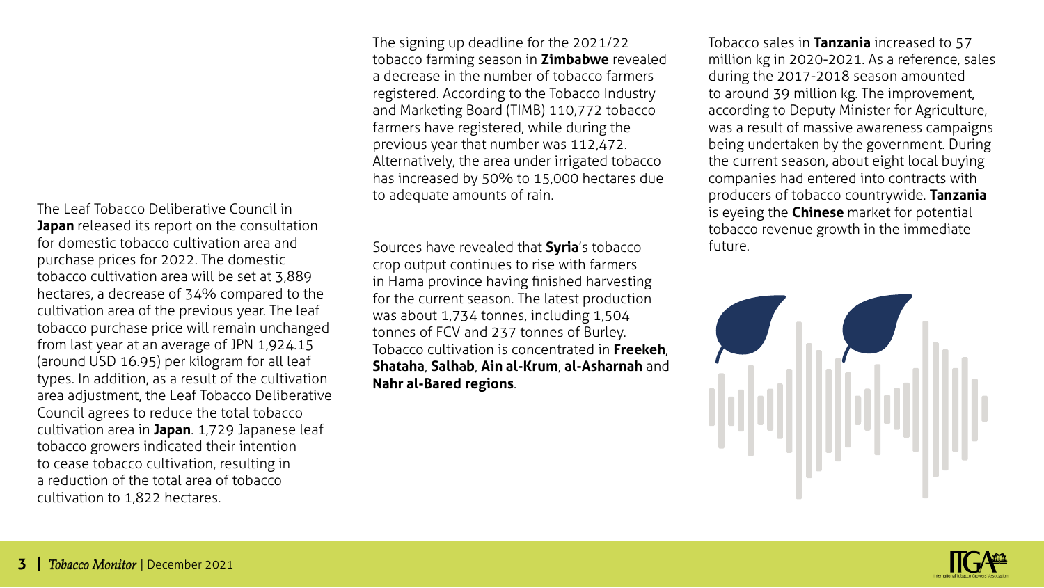The Leaf Tobacco Deliberative Council in **Japan** released its report on the consultation for domestic tobacco cultivation area and purchase prices for 2022. The domestic tobacco cultivation area will be set at 3,889 hectares, a decrease of 34% compared to the cultivation area of the previous year. The leaf tobacco purchase price will remain unchanged from last year at an average of JPN 1,924.15 (around USD 16.95) per kilogram for all leaf types. In addition, as a result of the cultivation area adjustment, the Leaf Tobacco Deliberative Council agrees to reduce the total tobacco cultivation area in **Japan**. 1,729 Japanese leaf tobacco growers indicated their intention to cease tobacco cultivation, resulting in a reduction of the total area of tobacco cultivation to 1,822 hectares.

The signing up deadline for the 2021/22 tobacco farming season in **Zimbabwe** revealed a decrease in the number of tobacco farmers registered. According to the Tobacco Industry and Marketing Board (TIMB) 110,772 tobacco farmers have registered, while during the previous year that number was 112,472. Alternatively, the area under irrigated tobacco has increased by 50% to 15,000 hectares due to adequate amounts of rain.

Sources have revealed that **Syria**'s tobacco crop output continues to rise with farmers in Hama province having finished harvesting for the current season. The latest production was about 1,734 tonnes, including 1,504 tonnes of FCV and 237 tonnes of Burley. Tobacco cultivation is concentrated in **Freekeh**, **Shataha**, **Salhab**, **Ain al-Krum**, **al-Asharnah** and **Nahr al-Bared regions**.

Tobacco sales in **Tanzania** increased to 57 million kg in 2020-2021. As a reference, sales during the 2017-2018 season amounted to around 39 million kg. The improvement, according to Deputy Minister for Agriculture, was a result of massive awareness campaigns being undertaken by the government. During the current season, about eight local buying companies had entered into contracts with producers of tobacco countrywide. **Tanzania** is eyeing the **Chinese** market for potential tobacco revenue growth in the immediate future.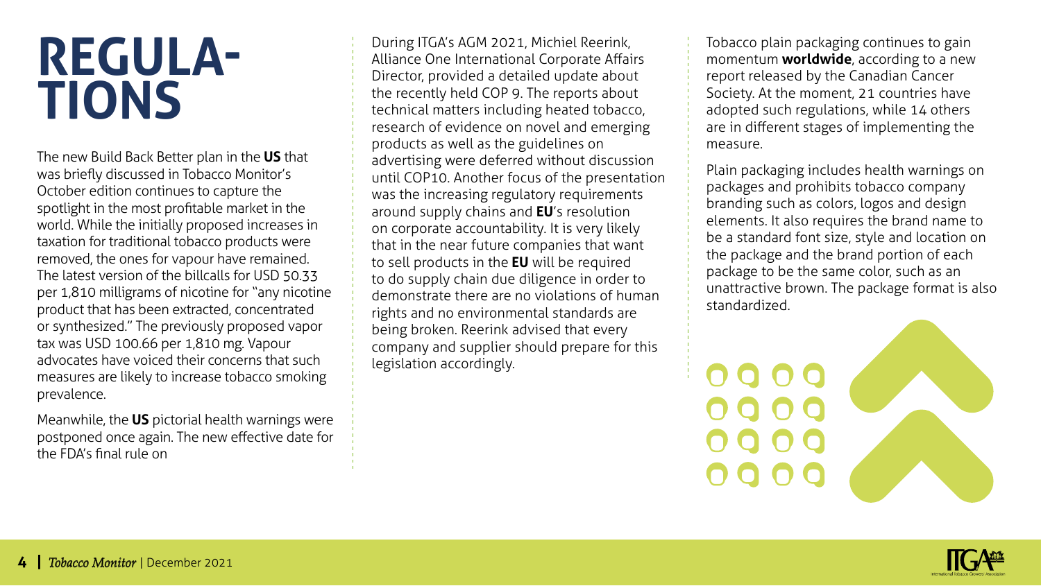# REGULATIONS

The new Build Back Better plan in the **US** that was briefly discussed in Tobacco Monitor's October edition continues to capture the spotlight in the most profitable market in the world. While the initially proposed increases in taxation for traditional tobacco products were removed, the ones for vapour have remained. The latest version of the billcalls for USD 50.33 per 1,810 milligrams of nicotine for "any nicotine product that has been extracted, concentrated or synthesized." The previously proposed vapor tax was USD 100.66 per 1,810 mg. Vapour advocates have voiced their concerns that such measures are likely to increase tobacco smoking prevalence.

Meanwhile, the **US** pictorial health warnings were postponed once again. The new effective date for the FDA's final rule on

During ITGA's AGM 2021, Michiel Reerink, Alliance One International Corporate Affairs Director, provided a detailed update about the recently held COP 9. The reports about technical matters including heated tobacco, research of evidence on novel and emerging products as well as the guidelines on advertising were deferred without discussion until COP10. Another focus of the presentation was the increasing regulatory requirements around supply chains and **EU**'s resolution on corporate accountability. It is very likely that in the near future companies that want to sell products in the **EU** will be required to do supply chain due diligence in order to demonstrate there are no violations of human rights and no environmental standards are being broken. Reerink advised that every company and supplier should prepare for this legislation accordingly.

Tobacco plain packaging continues to gain momentum **worldwide**, according to a new report released by the Canadian Cancer Society. At the moment, 21 countries have adopted such regulations, while 14 others are in different stages of implementing the measure.

Plain packaging includes health warnings on packages and prohibits tobacco company branding such as colors, logos and design elements. It also requires the brand name to be a standard font size, style and location on the package and the brand portion of each package to be the same color, such as an unattractive brown. The package format is also standardized.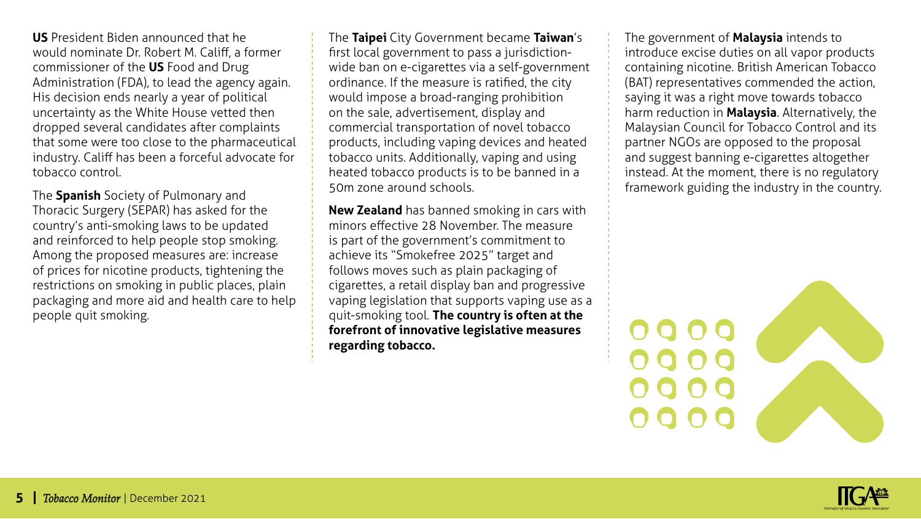**US** President Biden announced that he would nominate Dr. Robert M. Califf, a former commissioner of the **US** Food and Drug Administration (FDA), to lead the agency again. His decision ends nearly a year of political uncertainty as the White House vetted then dropped several candidates after complaints that some were too close to the pharmaceutical industry. Califf has been a forceful advocate for tobacco control.

The **Spanish** Society of Pulmonary and Thoracic Surgery (SEPAR) has asked for the country's anti-smoking laws to be updated and reinforced to help people stop smoking. Among the proposed measures are: increase of prices for nicotine products, tightening the restrictions on smoking in public places, plain packaging and more aid and health care to help people quit smoking.

The **Taipei** City Government became **Taiwan**'s first local government to pass a jurisdiction-wide ban on e-cigarettes via a self-government ordinance. If the measure is ratified, the city would impose a broad-ranging prohibition on the sale, advertisement, display and commercial transportation of novel tobacco products, including vaping devices and heated tobacco units. Additionally, vaping and using heated tobacco products is to be banned in a 50m zone around schools.

**New Zealand** has banned smoking in cars with minors effective 28 November. The measure is part of the government's commitment to achieve its "Smokefree 2025" target and follows moves such as plain packaging of cigarettes, a retail display ban and progressive vaping legislation that supports vaping use as a quit-smoking tool. **The country is often at the forefront of innovative legislative measures regarding tobacco.**

The government of **Malaysia** intends to introduce excise duties on all vapor products containing nicotine. British American Tobacco (BAT) representatives commended the action, saying it was a right move towards tobacco harm reduction in **Malaysia**. Alternatively, the Malaysian Council for Tobacco Control and its partner NGOs are opposed to the proposal and suggest banning e-cigarettes altogether instead. At the moment, there is no regulatory framework guiding the industry in the country.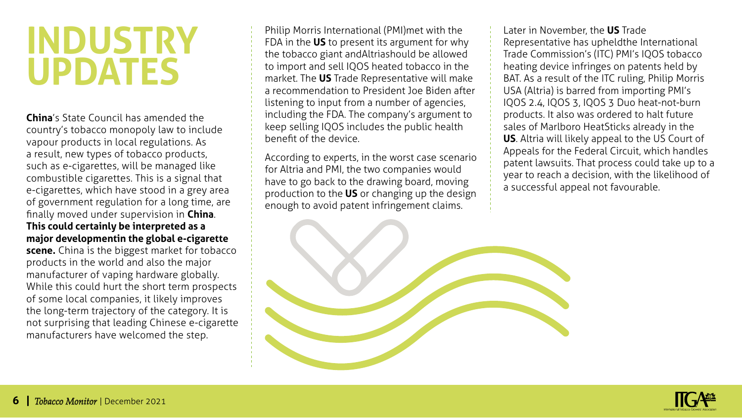# INDUSTRY UPDATES

**China**'s State Council has amended the country's tobacco monopoly law to include vapour products in local regulations. As a result, new types of tobacco products, such as e-cigarettes, will be managed like combustible cigarettes. This is a signal that e-cigarettes, which have stood in a grey area of government regulation for a long time, are finally moved under supervision in **China**. **This could certainly be interpreted as a major developmentin the global e-cigarette scene.** China is the biggest market for tobacco products in the world and also the major manufacturer of vaping hardware globally. While this could hurt the short term prospects of some local companies, it likely improves the long-term trajectory of the category. It is not surprising that leading Chinese e-cigarette manufacturers have welcomed the step.

Philip Morris International (PMI)met with the FDA in the **US** to present its argument for why the tobacco giant andAltriashould be allowed to import and sell IQOS heated tobacco in the market. The **US** Trade Representative will make a recommendation to President Joe Biden after listening to input from a number of agencies, including the FDA. The company's argument to keep selling IQOS includes the public health benefit of the device.

According to experts, in the worst case scenario for Altria and PMI, the two companies would have to go back to the drawing board, moving production to the **US** or changing up the design enough to avoid patent infringement claims.

Later in November, the **US** Trade Representative has upheldthe International Trade Commission's (ITC) PMI's IQOS tobacco heating device infringes on patents held by BAT. As a result of the ITC ruling, Philip Morris USA (Altria) is barred from importing PMI's IQOS 2.4, IQOS 3, IQOS 3 Duo heat-not-burn products. It also was ordered to halt future sales of Marlboro HeatSticks already in the **US**. Altria will likely appeal to the US Court of Appeals for the Federal Circuit, which handles patent lawsuits. That process could take up to a year to reach a decision, with the likelihood of a successful appeal not favourable.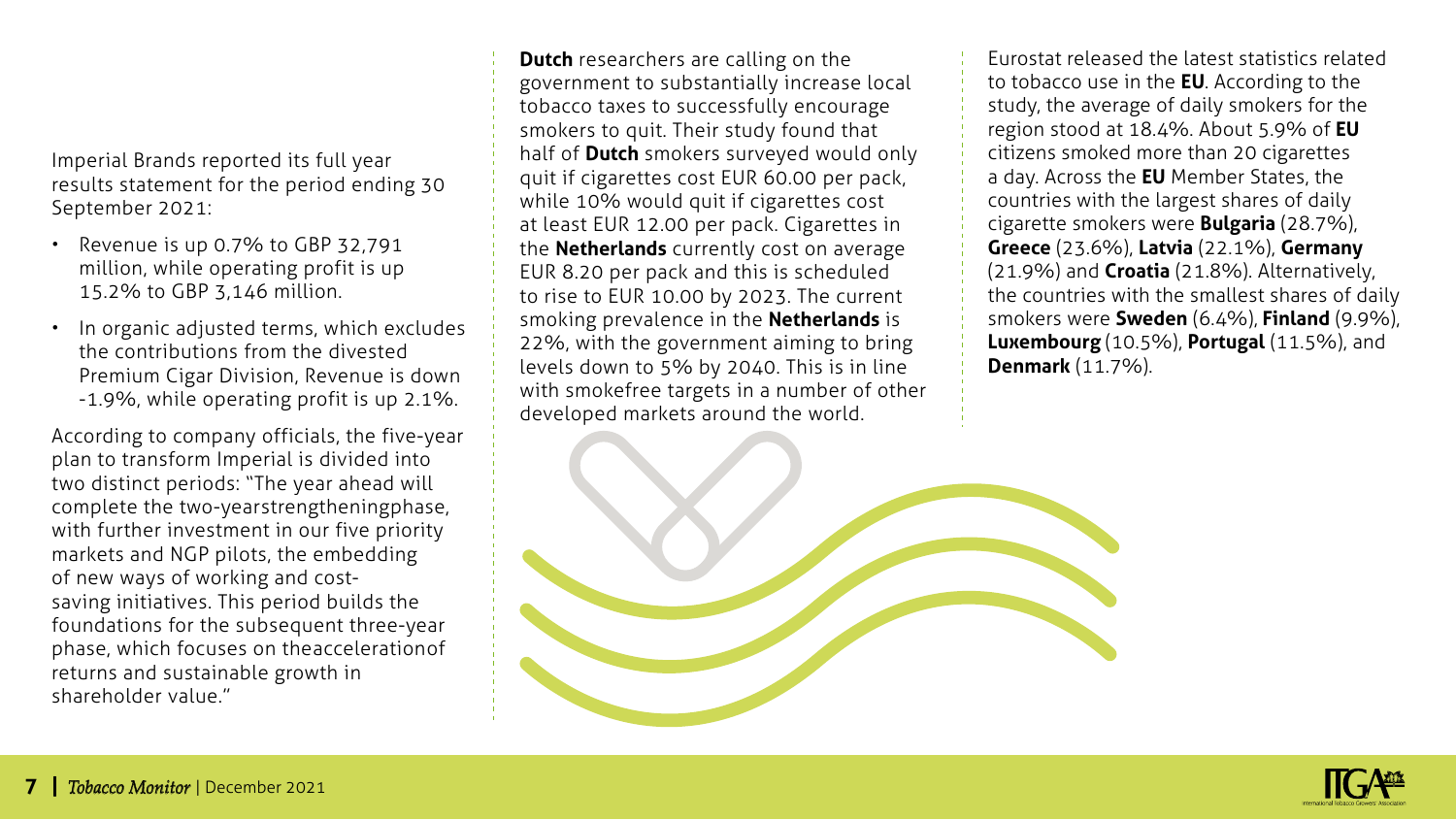Imperial Brands reported its full year results statement for the period ending 30 September 2021:

- Revenue is up 0.7% to GBP 32,791 million, while operating profit is up 15.2% to GBP 3,146 million.
- In organic adjusted terms, which excludes the contributions from the divested Premium Cigar Division, Revenue is down -1.9%, while operating profit is up 2.1%.

According to company officials, the five-year plan to transform Imperial is divided into two distinct periods: "The year ahead will complete the two-yearstrengtheningphase, with further investment in our five priority markets and NGP pilots, the embedding of new ways of working and cost-saving initiatives. This period builds the foundations for the subsequent three-year phase, which focuses on theaccelerationof returns and sustainable growth in shareholder value."

**Dutch** researchers are calling on the government to substantially increase local tobacco taxes to successfully encourage smokers to quit. Their study found that half of **Dutch** smokers surveyed would only quit if cigarettes cost EUR 60.00 per pack, while 10% would quit if cigarettes cost at least EUR 12.00 per pack. Cigarettes in the **Netherlands** currently cost on average EUR 8.20 per pack and this is scheduled to rise to EUR 10.00 by 2023. The current smoking prevalence in the **Netherlands** is 22%, with the government aiming to bring levels down to 5% by 2040. This is in line with smokefree targets in a number of other developed markets around the world.

Eurostat released the latest statistics related to tobacco use in the **EU**. According to the study, the average of daily smokers for the region stood at 18.4%. About 5.9% of **EU** citizens smoked more than 20 cigarettes a day. Across the **EU** Member States, the countries with the largest shares of daily cigarette smokers were **Bulgaria** (28.7%), **Greece** (23.6%), **Latvia** (22.1%), **Germany** (21.9%) and **Croatia** (21.8%). Alternatively, the countries with the smallest shares of daily smokers were **Sweden** (6.4%), **Finland** (9.9%), **Luxembourg** (10.5%), **Portugal** (11.5%), and **Denmark** (11.7%).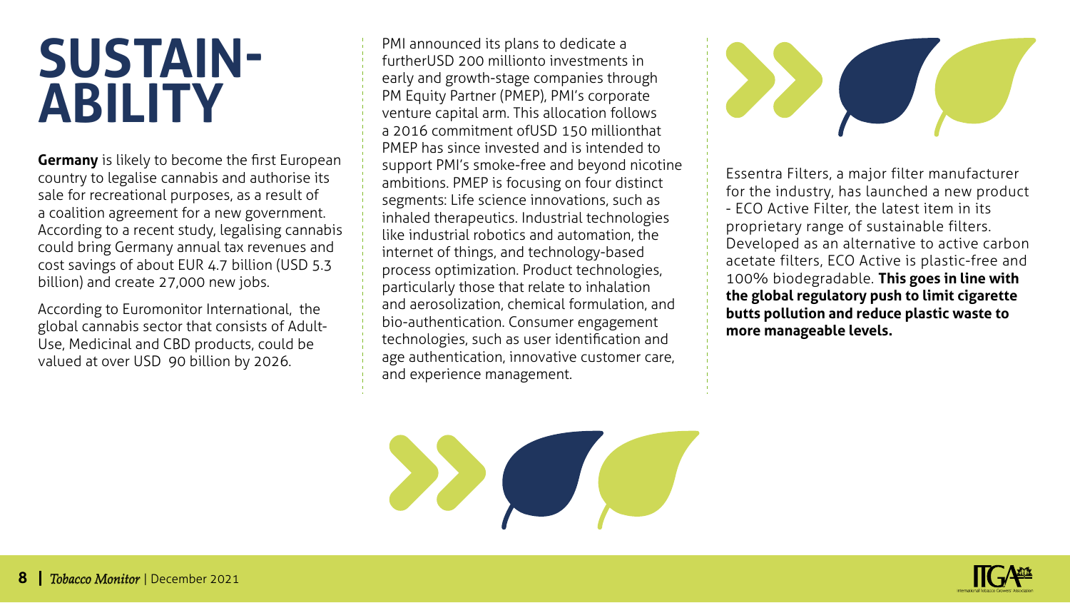# SUSTAIN-ABILITY

**Germany** is likely to become the first European country to legalise cannabis and authorise its sale for recreational purposes, as a result of a coalition agreement for a new government. According to a recent study, legalising cannabis could bring Germany annual tax revenues and cost savings of about EUR 4.7 billion (USD 5.3 billion) and create 27,000 new jobs.

According to Euromonitor International, the global cannabis sector that consists of Adult-Use, Medicinal and CBD products, could be valued at over USD 90 billion by 2026.

PMI announced its plans to dedicate a furtherUSD 200 millionto investments in early and growth-stage companies through PM Equity Partner (PMEP), PMI's corporate venture capital arm. This allocation follows a 2016 commitment ofUSD 150 millionthat PMEP has since invested and is intended to support PMI's smoke-free and beyond nicotine ambitions. PMEP is focusing on four distinct segments: Life science innovations, such as inhaled therapeutics. Industrial technologies like industrial robotics and automation, the internet of things, and technology-based process optimization. Product technologies, particularly those that relate to inhalation and aerosolization, chemical formulation, and bio-authentication. Consumer engagement technologies, such as user identification and age authentication, innovative customer care, and experience management.

Essentra Filters, a major filter manufacturer for the industry, has launched a new product - ECO Active Filter, the latest item in its proprietary range of sustainable filters. Developed as an alternative to active carbon acetate filters, ECO Active is plastic-free and 100% biodegradable. **This goes in line with the global regulatory push to limit cigarette butts pollution and reduce plastic waste to more manageable levels.**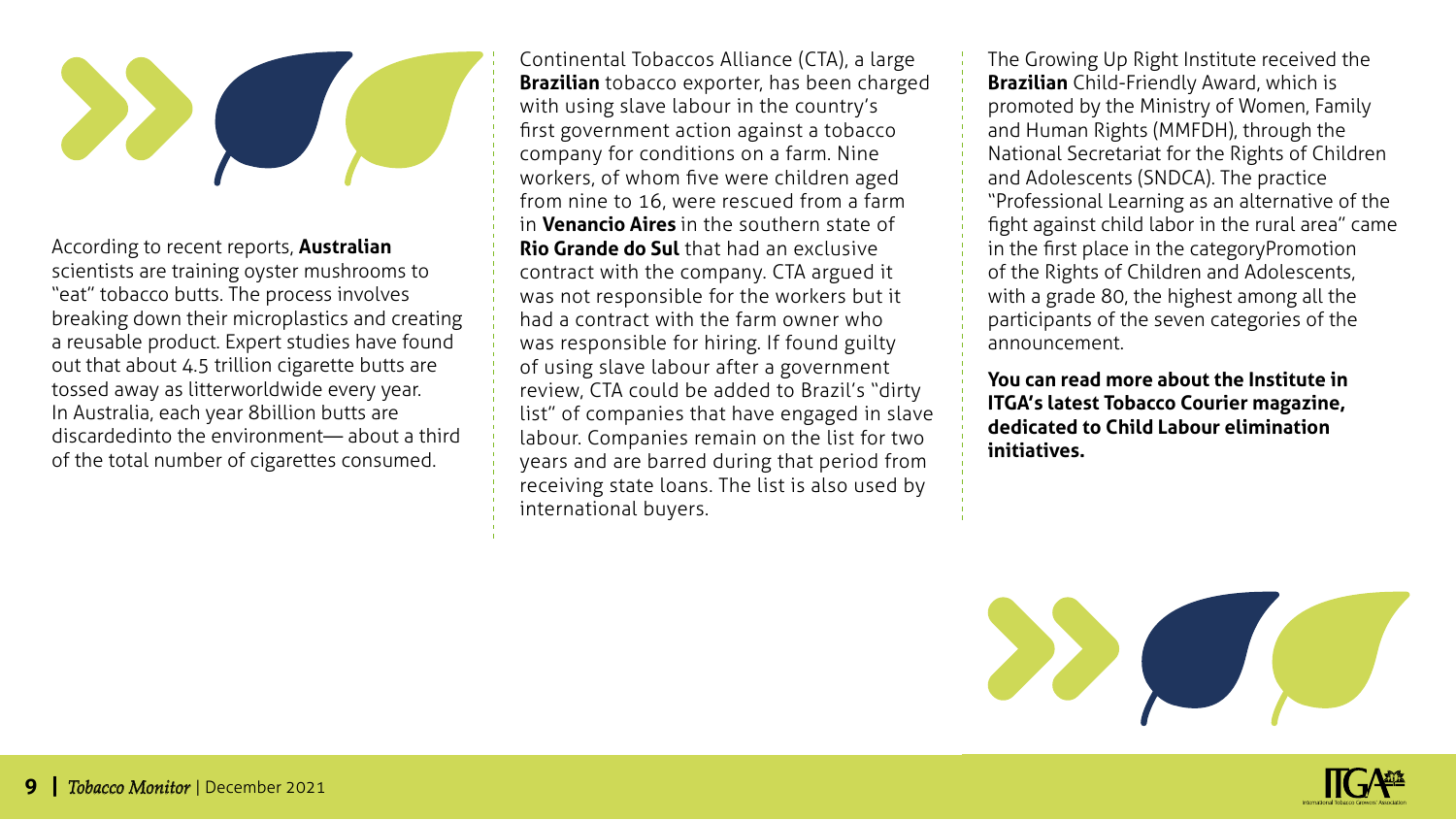According to recent reports, **Australian** scientists are training oyster mushrooms to "eat" tobacco butts. The process involves breaking down their microplastics and creating a reusable product. Expert studies have found out that about 4.5 trillion cigarette butts are tossed away as litterworldwide every year. In Australia, each year 8billion butts are discardedinto the environment— about a third of the total number of cigarettes consumed.

Continental Tobaccos Alliance (CTA), a large **Brazilian** tobacco exporter, has been charged with using slave labour in the country's first government action against a tobacco company for conditions on a farm. Nine workers, of whom five were children aged from nine to 16, were rescued from a farm in **Venancio Aires** in the southern state of **Rio Grande do Sul** that had an exclusive contract with the company. CTA argued it was not responsible for the workers but it had a contract with the farm owner who was responsible for hiring. If found guilty of using slave labour after a government review, CTA could be added to Brazil's "dirty list" of companies that have engaged in slave labour. Companies remain on the list for two years and are barred during that period from receiving state loans. The list is also used by international buyers.

The Growing Up Right Institute received the **Brazilian** Child-Friendly Award, which is promoted by the Ministry of Women, Family and Human Rights (MMFDH), through the National Secretariat for the Rights of Children and Adolescents (SNDCA). The practice "Professional Learning as an alternative of the fight against child labor in the rural area" came in the first place in the categoryPromotion of the Rights of Children and Adolescents, with a grade 80, the highest among all the participants of the seven categories of the announcement.

**You can read more about the Institute in ITGA's latest Tobacco Courier magazine, dedicated to Child Labour elimination initiatives.**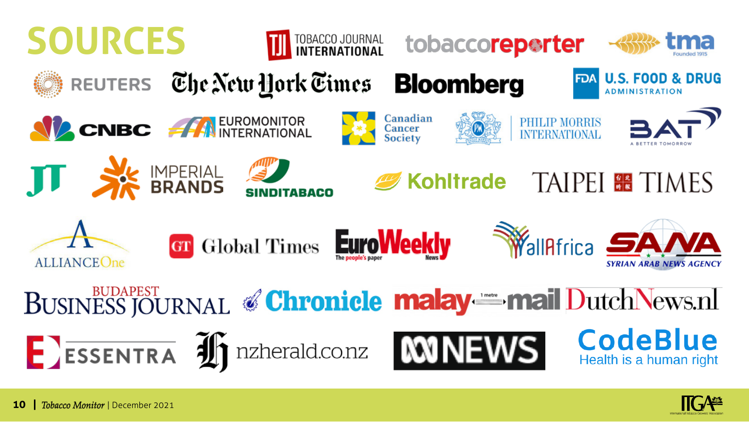# SOURCES

TOBACCO JOURNAL INTERNATIONAL

tobaccoreporter

tma Founded 1915

REUTERS

The New York Times

Bloomberg

FDA U.S. FOOD & DRUG ADMINISTRATION

CNBC

EUROMONITOR INTERNATIONAL

Canadian Cancer Society

PHILIP MORRIS INTERNATIONAL

BAT A BETTER TOMORROW

JT

IMPERIAL BRANDS

SINDITABACO

Kohltrade

TAIPEI TIMES

ALLIANCE One

GT Global Times

EuroWeekly News The people's paper

allAfrica

SANA SYRIAN ARAB NEWS AGENCY

BUDAPEST BUSINESS JOURNAL

Chronicle

malay mail

DutchNews.nl

ESSENTRA

nzherald.co.nz

ABC NEWS

CodeBlue Health is a human right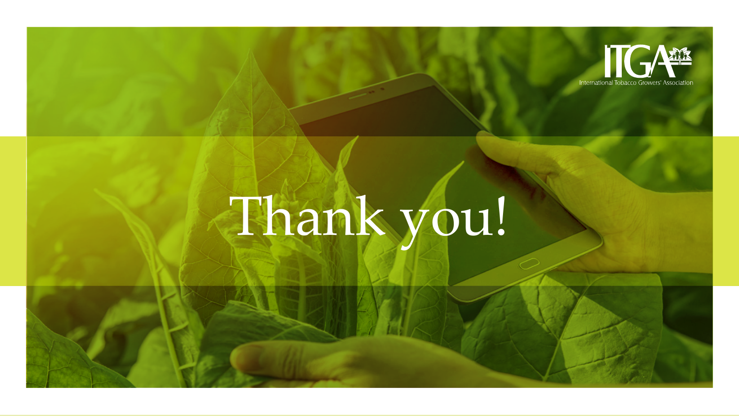ITGA

International Tobacco Growers' Association

# Thank you!